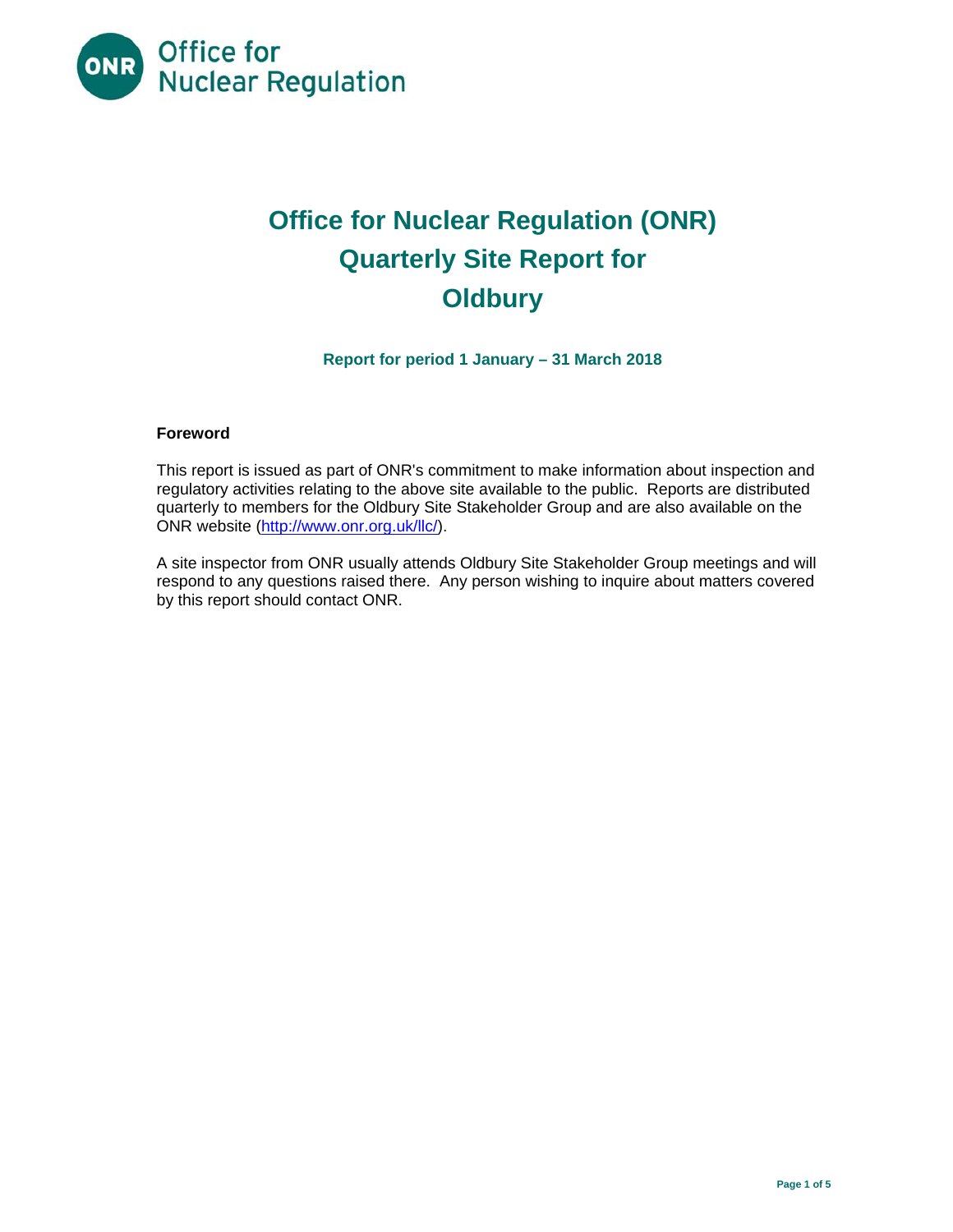Office for Nuclear Regulation

# Office for Nuclear Regulation (ONR) Quarterly Site Report for Oldbury

**Report for period 1 January – 31 March 2018**

## Foreword

This report is issued as part of ONR's commitment to make information about inspection and regulatory activities relating to the above site available to the public. Reports are distributed quarterly to members for the Oldbury Site Stakeholder Group and are also available on the ONR website (http://www.onr.org.uk/llc/).

A site inspector from ONR usually attends Oldbury Site Stakeholder Group meetings and will respond to any questions raised there. Any person wishing to inquire about matters covered by this report should contact ONR.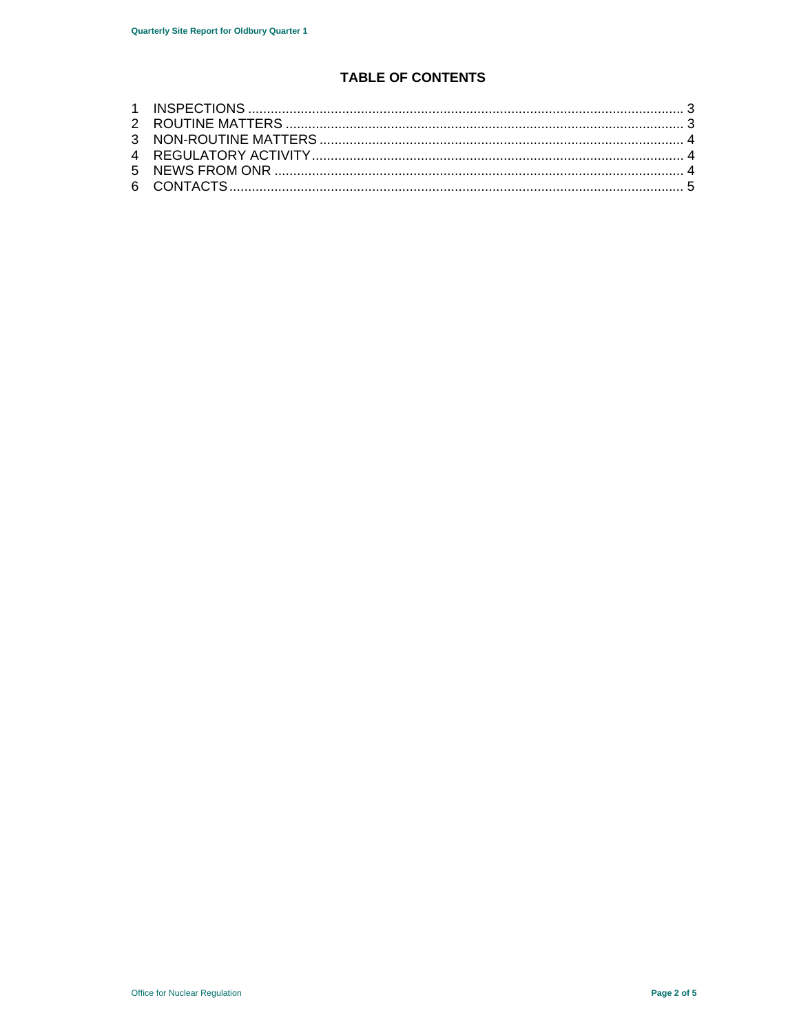## TABLE OF CONTENTS

1 INSPECTIONS ..... 3
2 ROUTINE MATTERS ..... 3
3 NON-ROUTINE MATTERS ..... 4
4 REGULATORY ACTIVITY ..... 4
5 NEWS FROM ONR ..... 4
6 CONTACTS ..... 5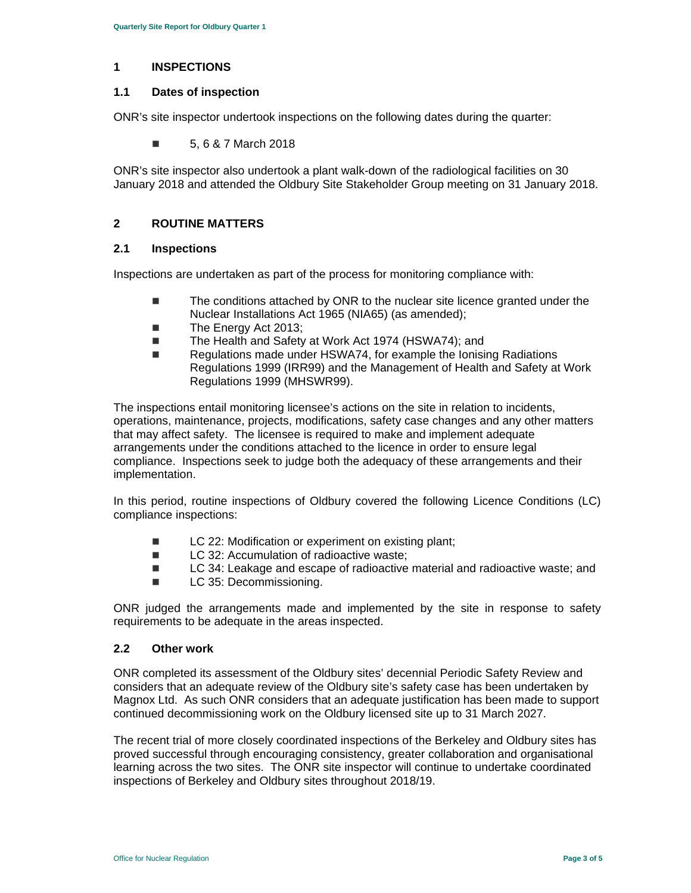## 1 INSPECTIONS

### 1.1 Dates of inspection

ONR's site inspector undertook inspections on the following dates during the quarter:

- 5, 6 & 7 March 2018

ONR's site inspector also undertook a plant walk-down of the radiological facilities on 30 January 2018 and attended the Oldbury Site Stakeholder Group meeting on 31 January 2018.

## 2 ROUTINE MATTERS

### 2.1 Inspections

Inspections are undertaken as part of the process for monitoring compliance with:

- The conditions attached by ONR to the nuclear site licence granted under the Nuclear Installations Act 1965 (NIA65) (as amended);
- The Energy Act 2013;
- The Health and Safety at Work Act 1974 (HSWA74); and
- Regulations made under HSWA74, for example the Ionising Radiations Regulations 1999 (IRR99) and the Management of Health and Safety at Work Regulations 1999 (MHSWR99).

The inspections entail monitoring licensee's actions on the site in relation to incidents, operations, maintenance, projects, modifications, safety case changes and any other matters that may affect safety. The licensee is required to make and implement adequate arrangements under the conditions attached to the licence in order to ensure legal compliance. Inspections seek to judge both the adequacy of these arrangements and their implementation.

In this period, routine inspections of Oldbury covered the following Licence Conditions (LC) compliance inspections:

- LC 22: Modification or experiment on existing plant;
- LC 32: Accumulation of radioactive waste;
- LC 34: Leakage and escape of radioactive material and radioactive waste; and
- LC 35: Decommissioning.

ONR judged the arrangements made and implemented by the site in response to safety requirements to be adequate in the areas inspected.

### 2.2 Other work

ONR completed its assessment of the Oldbury sites' decennial Periodic Safety Review and considers that an adequate review of the Oldbury site's safety case has been undertaken by Magnox Ltd. As such ONR considers that an adequate justification has been made to support continued decommissioning work on the Oldbury licensed site up to 31 March 2027.

The recent trial of more closely coordinated inspections of the Berkeley and Oldbury sites has proved successful through encouraging consistency, greater collaboration and organisational learning across the two sites. The ONR site inspector will continue to undertake coordinated inspections of Berkeley and Oldbury sites throughout 2018/19.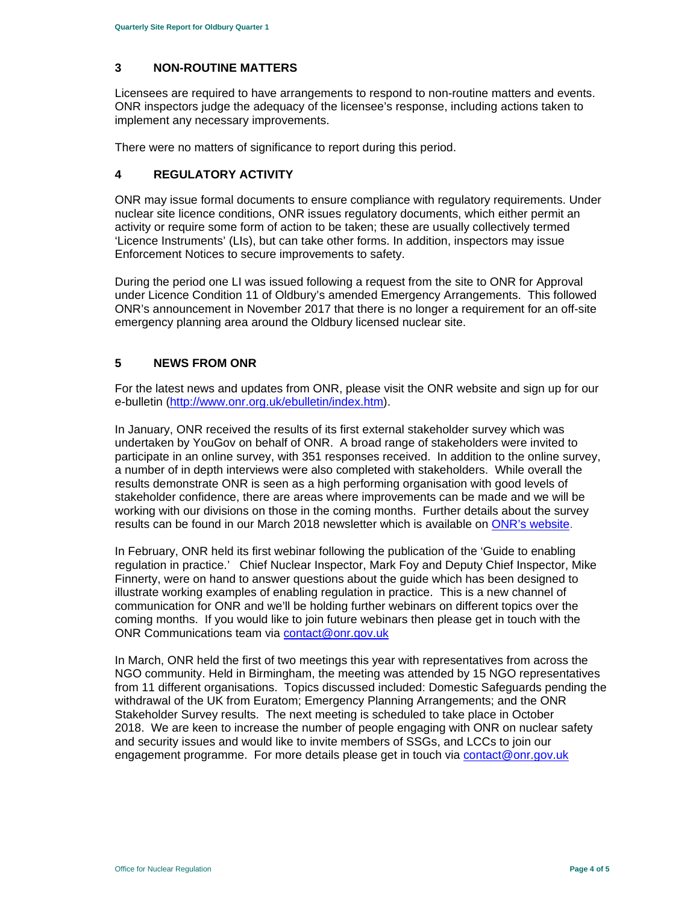## 3 NON-ROUTINE MATTERS

Licensees are required to have arrangements to respond to non-routine matters and events. ONR inspectors judge the adequacy of the licensee's response, including actions taken to implement any necessary improvements.

There were no matters of significance to report during this period.

## 4 REGULATORY ACTIVITY

ONR may issue formal documents to ensure compliance with regulatory requirements. Under nuclear site licence conditions, ONR issues regulatory documents, which either permit an activity or require some form of action to be taken; these are usually collectively termed 'Licence Instruments' (LIs), but can take other forms. In addition, inspectors may issue Enforcement Notices to secure improvements to safety.

During the period one LI was issued following a request from the site to ONR for Approval under Licence Condition 11 of Oldbury's amended Emergency Arrangements. This followed ONR's announcement in November 2017 that there is no longer a requirement for an off-site emergency planning area around the Oldbury licensed nuclear site.

## 5 NEWS FROM ONR

For the latest news and updates from ONR, please visit the ONR website and sign up for our e-bulletin (http://www.onr.org.uk/ebulletin/index.htm).

In January, ONR received the results of its first external stakeholder survey which was undertaken by YouGov on behalf of ONR. A broad range of stakeholders were invited to participate in an online survey, with 351 responses received. In addition to the online survey, a number of in depth interviews were also completed with stakeholders. While overall the results demonstrate ONR is seen as a high performing organisation with good levels of stakeholder confidence, there are areas where improvements can be made and we will be working with our divisions on those in the coming months. Further details about the survey results can be found in our March 2018 newsletter which is available on ONR's website.

In February, ONR held its first webinar following the publication of the 'Guide to enabling regulation in practice.' Chief Nuclear Inspector, Mark Foy and Deputy Chief Inspector, Mike Finnerty, were on hand to answer questions about the guide which has been designed to illustrate working examples of enabling regulation in practice. This is a new channel of communication for ONR and we'll be holding further webinars on different topics over the coming months. If you would like to join future webinars then please get in touch with the ONR Communications team via contact@onr.gov.uk

In March, ONR held the first of two meetings this year with representatives from across the NGO community. Held in Birmingham, the meeting was attended by 15 NGO representatives from 11 different organisations. Topics discussed included: Domestic Safeguards pending the withdrawal of the UK from Euratom; Emergency Planning Arrangements; and the ONR Stakeholder Survey results. The next meeting is scheduled to take place in October 2018. We are keen to increase the number of people engaging with ONR on nuclear safety and security issues and would like to invite members of SSGs, and LCCs to join our engagement programme. For more details please get in touch via contact@onr.gov.uk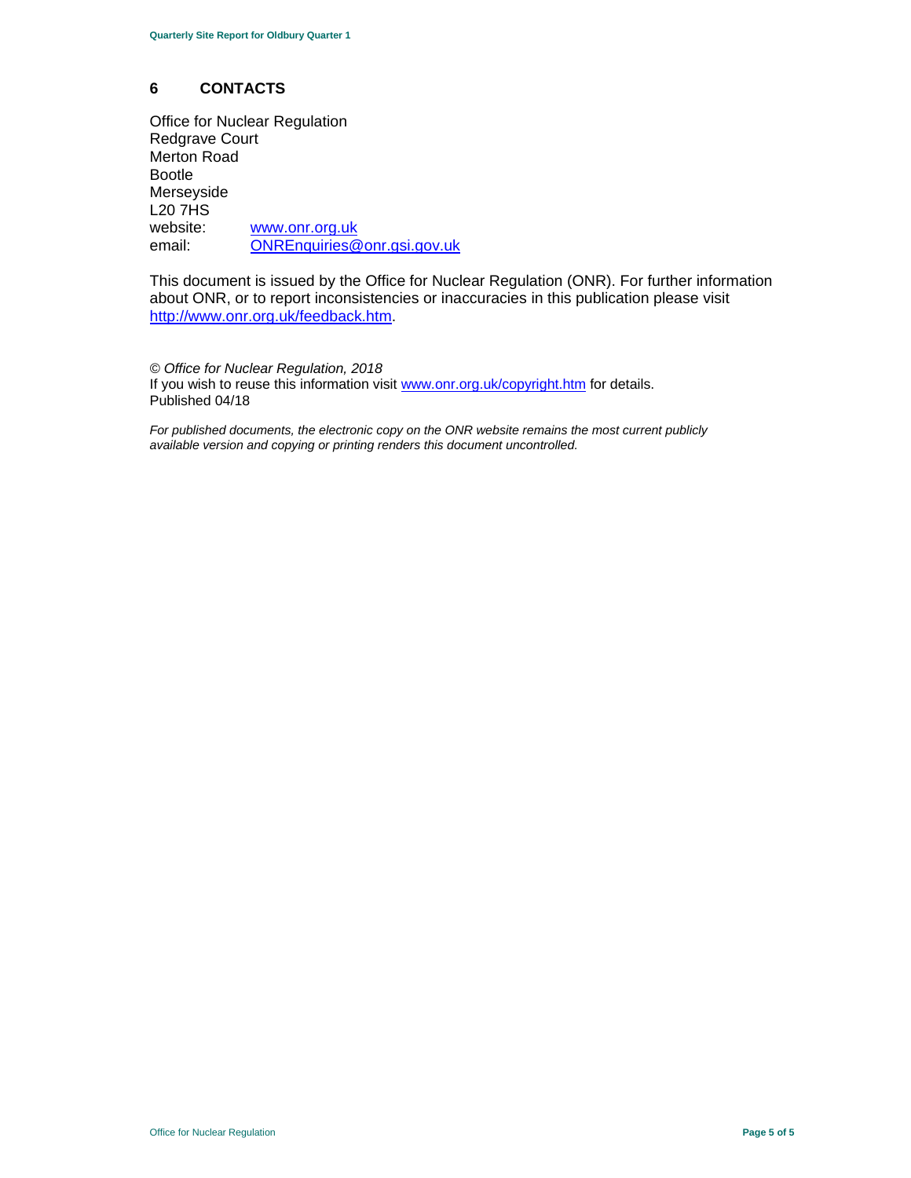## 6 CONTACTS

Office for Nuclear Regulation
Redgrave Court
Merton Road
Bootle
Merseyside
L20 7HS
website: www.onr.org.uk
email: ONREnquiries@onr.gsi.gov.uk

This document is issued by the Office for Nuclear Regulation (ONR). For further information about ONR, or to report inconsistencies or inaccuracies in this publication please visit http://www.onr.org.uk/feedback.htm.

*© Office for Nuclear Regulation, 2018*
If you wish to reuse this information visit www.onr.org.uk/copyright.htm for details.
Published 04/18

*For published documents, the electronic copy on the ONR website remains the most current publicly available version and copying or printing renders this document uncontrolled.*